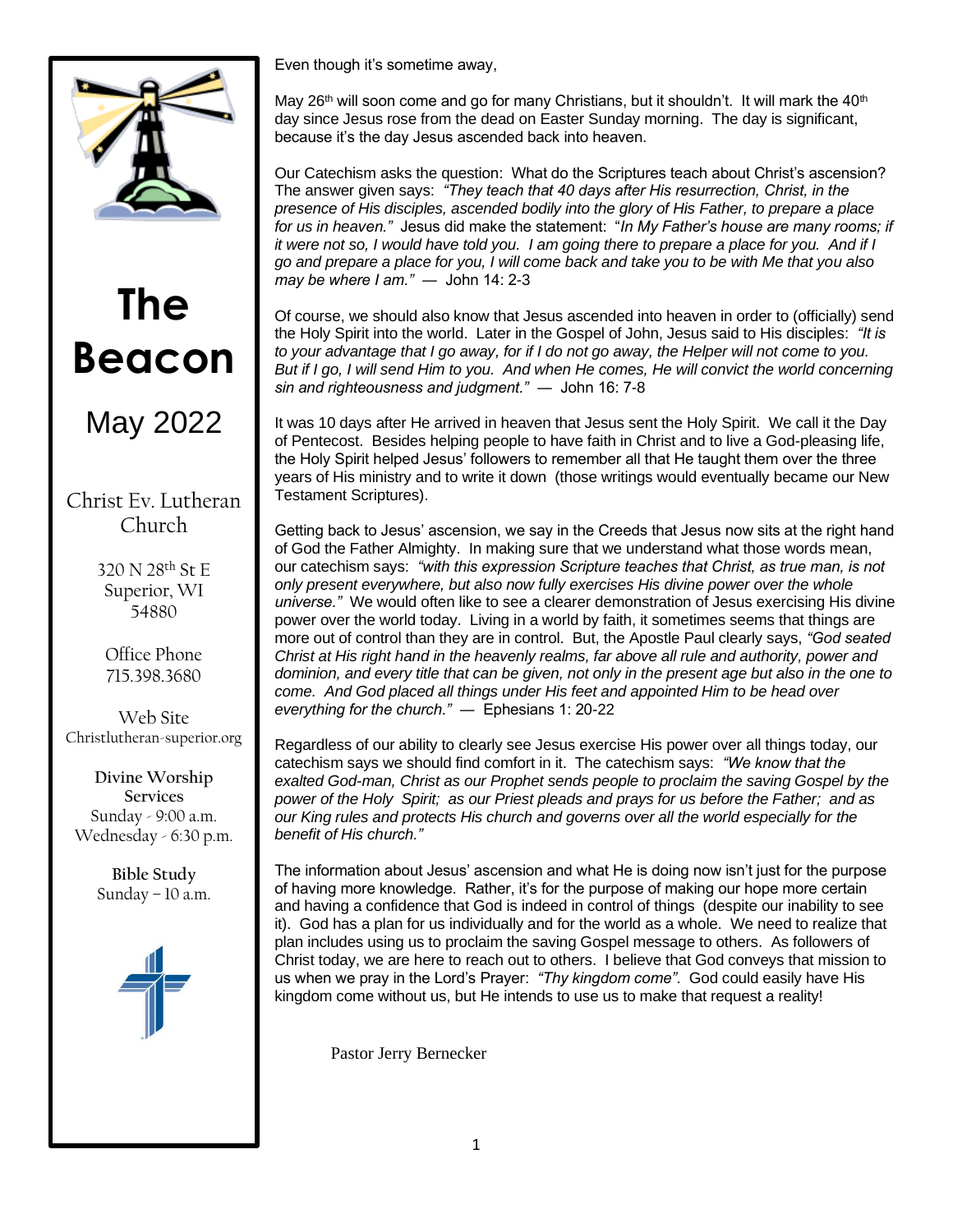# The Beacon

## May 2022

Christ Ev. Lutheran Church

320 N 28th St E
Superior, WI
54880

Office Phone
715.398.3680

Web Site
Christlutheran-superior.org

**Divine Worship Services**
Sunday - 9:00 a.m.
Wednesday - 6:30 p.m.

**Bible Study**
Sunday – 10 a.m.

Even though it's sometime away,

May 26th will soon come and go for many Christians, but it shouldn't. It will mark the 40th day since Jesus rose from the dead on Easter Sunday morning. The day is significant, because it's the day Jesus ascended back into heaven.

Our Catechism asks the question: What do the Scriptures teach about Christ's ascension? The answer given says: *"They teach that 40 days after His resurrection, Christ, in the presence of His disciples, ascended bodily into the glory of His Father, to prepare a place for us in heaven."* Jesus did make the statement: "*In My Father's house are many rooms; if it were not so, I would have told you. I am going there to prepare a place for you. And if I go and prepare a place for you, I will come back and take you to be with Me that you also may be where I am."* — John 14: 2-3

Of course, we should also know that Jesus ascended into heaven in order to (officially) send the Holy Spirit into the world. Later in the Gospel of John, Jesus said to His disciples: *"It is to your advantage that I go away, for if I do not go away, the Helper will not come to you. But if I go, I will send Him to you. And when He comes, He will convict the world concerning sin and righteousness and judgment."* — John 16: 7-8

It was 10 days after He arrived in heaven that Jesus sent the Holy Spirit. We call it the Day of Pentecost. Besides helping people to have faith in Christ and to live a God-pleasing life, the Holy Spirit helped Jesus' followers to remember all that He taught them over the three years of His ministry and to write it down (those writings would eventually became our New Testament Scriptures).

Getting back to Jesus' ascension, we say in the Creeds that Jesus now sits at the right hand of God the Father Almighty. In making sure that we understand what those words mean, our catechism says: *"with this expression Scripture teaches that Christ, as true man, is not only present everywhere, but also now fully exercises His divine power over the whole universe."* We would often like to see a clearer demonstration of Jesus exercising His divine power over the world today. Living in a world by faith, it sometimes seems that things are more out of control than they are in control. But, the Apostle Paul clearly says, *"God seated Christ at His right hand in the heavenly realms, far above all rule and authority, power and dominion, and every title that can be given, not only in the present age but also in the one to come. And God placed all things under His feet and appointed Him to be head over everything for the church."* — Ephesians 1: 20-22

Regardless of our ability to clearly see Jesus exercise His power over all things today, our catechism says we should find comfort in it. The catechism says: *"We know that the exalted God-man, Christ as our Prophet sends people to proclaim the saving Gospel by the power of the Holy Spirit; as our Priest pleads and prays for us before the Father; and as our King rules and protects His church and governs over all the world especially for the benefit of His church."*

The information about Jesus' ascension and what He is doing now isn't just for the purpose of having more knowledge. Rather, it's for the purpose of making our hope more certain and having a confidence that God is indeed in control of things (despite our inability to see it). God has a plan for us individually and for the world as a whole. We need to realize that plan includes using us to proclaim the saving Gospel message to others. As followers of Christ today, we are here to reach out to others. I believe that God conveys that mission to us when we pray in the Lord's Prayer: *"Thy kingdom come"*. God could easily have His kingdom come without us, but He intends to use us to make that request a reality!

Pastor Jerry Bernecker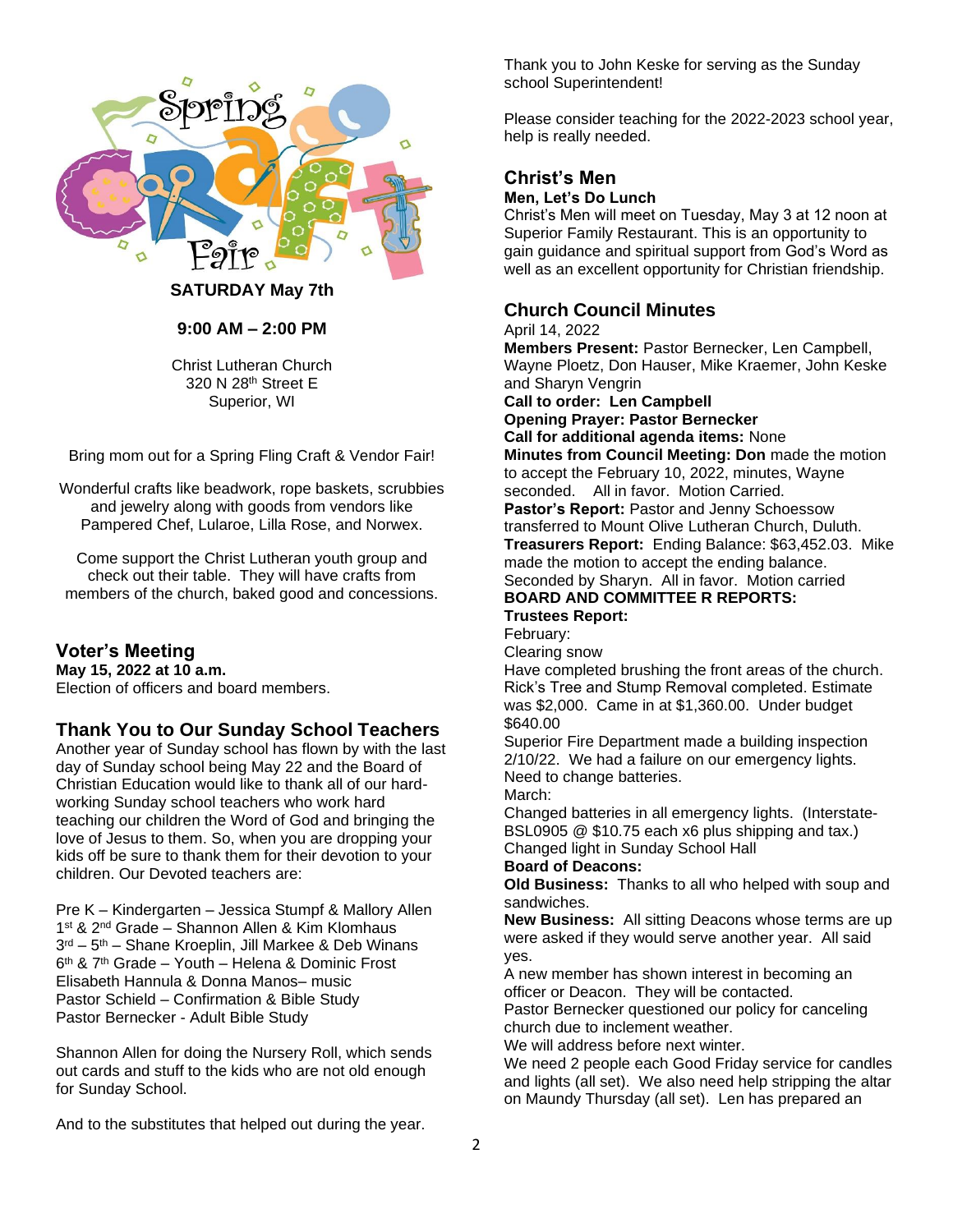# Spring Craft Fair

**SATURDAY May 7th**

**9:00 AM – 2:00 PM**

Christ Lutheran Church
320 N 28th Street E
Superior, WI

Bring mom out for a Spring Fling Craft & Vendor Fair!

Wonderful crafts like beadwork, rope baskets, scrubbies and jewelry along with goods from vendors like Pampered Chef, Lularoe, Lilla Rose, and Norwex.

Come support the Christ Lutheran youth group and check out their table. They will have crafts from members of the church, baked good and concessions.

## Voter's Meeting

**May 15, 2022 at 10 a.m.**
Election of officers and board members.

## Thank You to Our Sunday School Teachers

Another year of Sunday school has flown by with the last day of Sunday school being May 22 and the Board of Christian Education would like to thank all of our hard-working Sunday school teachers who work hard teaching our children the Word of God and bringing the love of Jesus to them. So, when you are dropping your kids off be sure to thank them for their devotion to your children. Our Devoted teachers are:

Pre K – Kindergarten – Jessica Stumpf & Mallory Allen
1st & 2nd Grade – Shannon Allen & Kim Klomhaus
3rd – 5th – Shane Kroeplin, Jill Markee & Deb Winans
6th & 7th Grade – Youth – Helena & Dominic Frost
Elisabeth Hannula & Donna Manos– music
Pastor Schield – Confirmation & Bible Study
Pastor Bernecker - Adult Bible Study

Shannon Allen for doing the Nursery Roll, which sends out cards and stuff to the kids who are not old enough for Sunday School.

And to the substitutes that helped out during the year.

Thank you to John Keske for serving as the Sunday school Superintendent!

Please consider teaching for the 2022-2023 school year, help is really needed.

## Christ's Men

**Men, Let's Do Lunch**
Christ's Men will meet on Tuesday, May 3 at 12 noon at Superior Family Restaurant. This is an opportunity to gain guidance and spiritual support from God's Word as well as an excellent opportunity for Christian friendship.

## Church Council Minutes

April 14, 2022
**Members Present:** Pastor Bernecker, Len Campbell, Wayne Ploetz, Don Hauser, Mike Kraemer, John Keske and Sharyn Vengrin
**Call to order: Len Campbell**
**Opening Prayer: Pastor Bernecker**
**Call for additional agenda items:** None
**Minutes from Council Meeting: Don** made the motion to accept the February 10, 2022, minutes, Wayne seconded. All in favor. Motion Carried.
**Pastor's Report:** Pastor and Jenny Schoessow transferred to Mount Olive Lutheran Church, Duluth.
**Treasurers Report:** Ending Balance: $63,452.03. Mike made the motion to accept the ending balance. Seconded by Sharyn. All in favor. Motion carried
**BOARD AND COMMITTEE R REPORTS:**
**Trustees Report:**
February:
Clearing snow
Have completed brushing the front areas of the church.
Rick's Tree and Stump Removal completed. Estimate was $2,000. Came in at $1,360.00. Under budget $640.00
Superior Fire Department made a building inspection 2/10/22. We had a failure on our emergency lights. Need to change batteries.
March:
Changed batteries in all emergency lights. (Interstate-BSL0905 @ $10.75 each x6 plus shipping and tax.)
Changed light in Sunday School Hall
**Board of Deacons:**
**Old Business:** Thanks to all who helped with soup and sandwiches.
**New Business:** All sitting Deacons whose terms are up were asked if they would serve another year. All said yes.
A new member has shown interest in becoming an officer or Deacon. They will be contacted.
Pastor Bernecker questioned our policy for canceling church due to inclement weather.
We will address before next winter.
We need 2 people each Good Friday service for candles and lights (all set). We also need help stripping the altar on Maundy Thursday (all set). Len has prepared an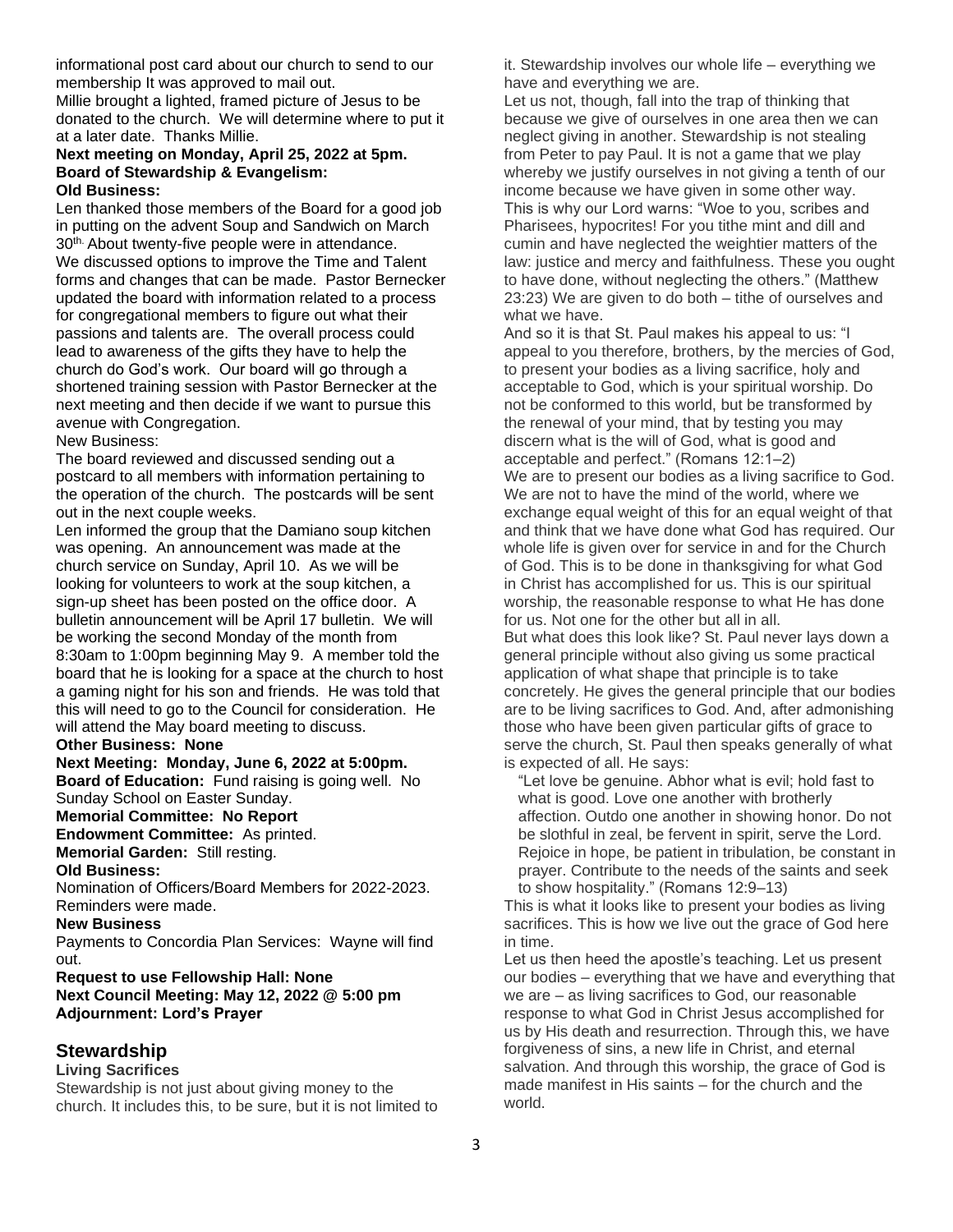informational post card about our church to send to our membership It was approved to mail out.

Millie brought a lighted, framed picture of Jesus to be donated to the church. We will determine where to put it at a later date. Thanks Millie.

**Next meeting on Monday, April 25, 2022 at 5pm.**

**Board of Stewardship & Evangelism:**

**Old Business:**

Len thanked those members of the Board for a good job in putting on the advent Soup and Sandwich on March 30th. About twenty-five people were in attendance.

We discussed options to improve the Time and Talent forms and changes that can be made. Pastor Bernecker updated the board with information related to a process for congregational members to figure out what their passions and talents are. The overall process could lead to awareness of the gifts they have to help the church do God's work. Our board will go through a shortened training session with Pastor Bernecker at the next meeting and then decide if we want to pursue this avenue with Congregation.

New Business:

The board reviewed and discussed sending out a postcard to all members with information pertaining to the operation of the church. The postcards will be sent out in the next couple weeks.

Len informed the group that the Damiano soup kitchen was opening. An announcement was made at the church service on Sunday, April 10. As we will be looking for volunteers to work at the soup kitchen, a sign-up sheet has been posted on the office door. A bulletin announcement will be April 17 bulletin. We will be working the second Monday of the month from 8:30am to 1:00pm beginning May 9. A member told the board that he is looking for a space at the church to host a gaming night for his son and friends. He was told that this will need to go to the Council for consideration. He will attend the May board meeting to discuss.

**Other Business: None**

**Next Meeting: Monday, June 6, 2022 at 5:00pm.**

**Board of Education:** Fund raising is going well. No Sunday School on Easter Sunday.

**Memorial Committee: No Report**

**Endowment Committee:** As printed.

**Memorial Garden:** Still resting.

**Old Business:**

Nomination of Officers/Board Members for 2022-2023. Reminders were made.

**New Business**

Payments to Concordia Plan Services: Wayne will find out.

**Request to use Fellowship Hall: None**

**Next Council Meeting: May 12, 2022 @ 5:00 pm**

**Adjournment: Lord's Prayer**

## Stewardship

**Living Sacrifices**

Stewardship is not just about giving money to the church. It includes this, to be sure, but it is not limited to it. Stewardship involves our whole life – everything we have and everything we are.

Let us not, though, fall into the trap of thinking that because we give of ourselves in one area then we can neglect giving in another. Stewardship is not stealing from Peter to pay Paul. It is not a game that we play whereby we justify ourselves in not giving a tenth of our income because we have given in some other way. This is why our Lord warns: "Woe to you, scribes and Pharisees, hypocrites! For you tithe mint and dill and cumin and have neglected the weightier matters of the law: justice and mercy and faithfulness. These you ought to have done, without neglecting the others." (Matthew 23:23) We are given to do both – tithe of ourselves and what we have.

And so it is that St. Paul makes his appeal to us: "I appeal to you therefore, brothers, by the mercies of God, to present your bodies as a living sacrifice, holy and acceptable to God, which is your spiritual worship. Do not be conformed to this world, but be transformed by the renewal of your mind, that by testing you may discern what is the will of God, what is good and acceptable and perfect." (Romans 12:1–2)

We are to present our bodies as a living sacrifice to God. We are not to have the mind of the world, where we exchange equal weight of this for an equal weight of that and think that we have done what God has required. Our whole life is given over for service in and for the Church of God. This is to be done in thanksgiving for what God in Christ has accomplished for us. This is our spiritual worship, the reasonable response to what He has done for us. Not one for the other but all in all.

But what does this look like? St. Paul never lays down a general principle without also giving us some practical application of what shape that principle is to take concretely. He gives the general principle that our bodies are to be living sacrifices to God. And, after admonishing those who have been given particular gifts of grace to serve the church, St. Paul then speaks generally of what is expected of all. He says:

> "Let love be genuine. Abhor what is evil; hold fast to what is good. Love one another with brotherly affection. Outdo one another in showing honor. Do not be slothful in zeal, be fervent in spirit, serve the Lord. Rejoice in hope, be patient in tribulation, be constant in prayer. Contribute to the needs of the saints and seek to show hospitality." (Romans 12:9–13)

This is what it looks like to present your bodies as living sacrifices. This is how we live out the grace of God here in time.

Let us then heed the apostle's teaching. Let us present our bodies – everything that we have and everything that we are – as living sacrifices to God, our reasonable response to what God in Christ Jesus accomplished for us by His death and resurrection. Through this, we have forgiveness of sins, a new life in Christ, and eternal salvation. And through this worship, the grace of God is made manifest in His saints – for the church and the world.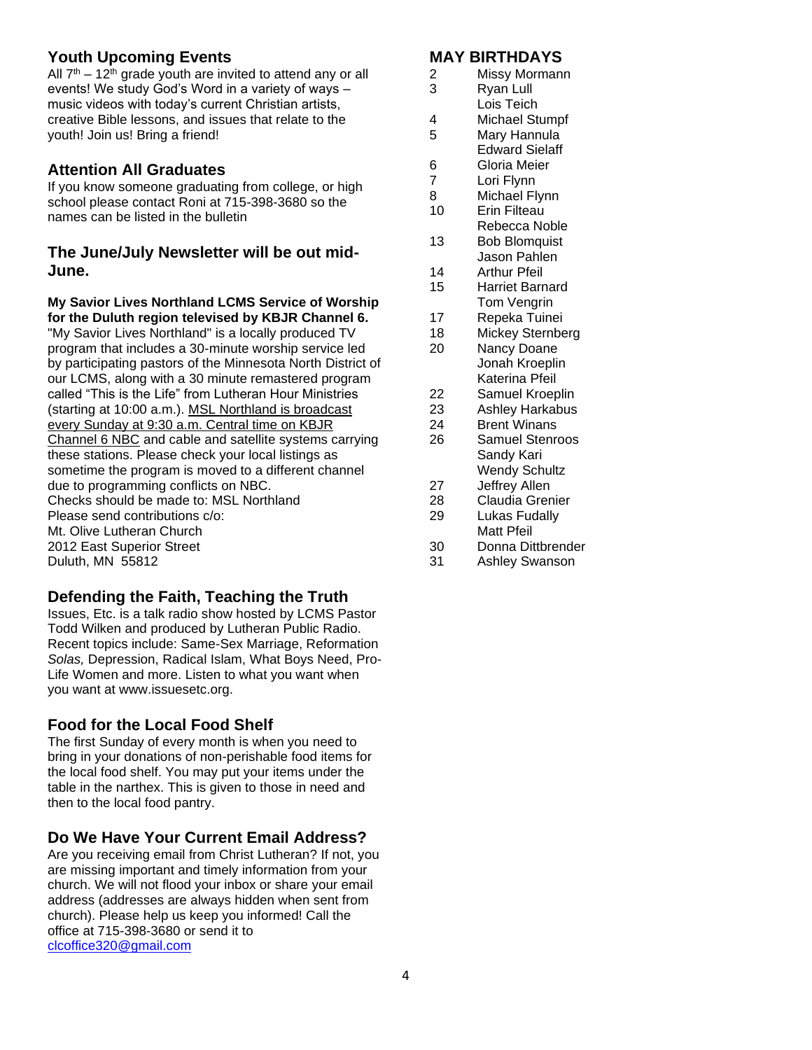## Youth Upcoming Events

All 7th – 12th grade youth are invited to attend any or all events! We study God's Word in a variety of ways – music videos with today's current Christian artists, creative Bible lessons, and issues that relate to the youth! Join us! Bring a friend!

## Attention All Graduates

If you know someone graduating from college, or high school please contact Roni at 715-398-3680 so the names can be listed in the bulletin

## The June/July Newsletter will be out mid-June.

**My Savior Lives Northland LCMS Service of Worship for the Duluth region televised by KBJR Channel 6.**
"My Savior Lives Northland" is a locally produced TV program that includes a 30-minute worship service led by participating pastors of the Minnesota North District of our LCMS, along with a 30 minute remastered program called "This is the Life" from Lutheran Hour Ministries (starting at 10:00 a.m.). MSL Northland is broadcast every Sunday at 9:30 a.m. Central time on KBJR Channel 6 NBC and cable and satellite systems carrying these stations. Please check your local listings as sometime the program is moved to a different channel due to programming conflicts on NBC.
Checks should be made to: MSL Northland
Please send contributions c/o:
Mt. Olive Lutheran Church
2012 East Superior Street
Duluth, MN 55812

## Defending the Faith, Teaching the Truth

Issues, Etc. is a talk radio show hosted by LCMS Pastor Todd Wilken and produced by Lutheran Public Radio. Recent topics include: Same-Sex Marriage, Reformation *Solas,* Depression, Radical Islam, What Boys Need, Pro-Life Women and more. Listen to what you want when you want at www.issuesetc.org.

## Food for the Local Food Shelf

The first Sunday of every month is when you need to bring in your donations of non-perishable food items for the local food shelf. You may put your items under the table in the narthex. This is given to those in need and then to the local food pantry.

## Do We Have Your Current Email Address?

Are you receiving email from Christ Lutheran? If not, you are missing important and timely information from your church. We will not flood your inbox or share your email address (addresses are always hidden when sent from church). Please help us keep you informed! Call the office at 715-398-3680 or send it to clcoffice320@gmail.com

## MAY BIRTHDAYS

| | |
|---|---|
| 2 | Missy Mormann |
| 3 | Ryan Lull |
| | Lois Teich |
| 4 | Michael Stumpf |
| 5 | Mary Hannula |
| | Edward Sielaff |
| 6 | Gloria Meier |
| 7 | Lori Flynn |
| 8 | Michael Flynn |
| 10 | Erin Filteau |
| | Rebecca Noble |
| 13 | Bob Blomquist |
| | Jason Pahlen |
| 14 | Arthur Pfeil |
| 15 | Harriet Barnard |
| | Tom Vengrin |
| 17 | Repeka Tuinei |
| 18 | Mickey Sternberg |
| 20 | Nancy Doane |
| | Jonah Kroeplin |
| | Katerina Pfeil |
| 22 | Samuel Kroeplin |
| 23 | Ashley Harkabus |
| 24 | Brent Winans |
| 26 | Samuel Stenroos |
| | Sandy Kari |
| | Wendy Schultz |
| 27 | Jeffrey Allen |
| 28 | Claudia Grenier |
| 29 | Lukas Fudally |
| | Matt Pfeil |
| 30 | Donna Dittbrender |
| 31 | Ashley Swanson |